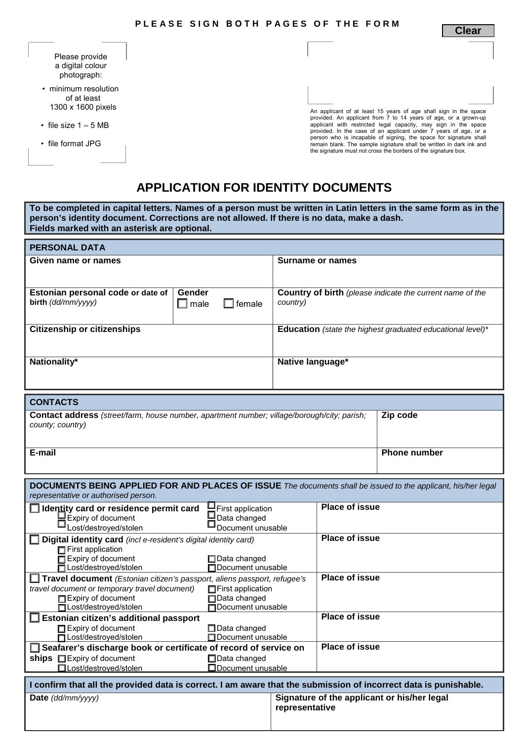PLEASE SIGN BOTH PAGES OF THE FORM

Clear

Please provide a digital colour photograph:

- minimum resolution of at least 1300 x 1600 pixels
- file size 1 – 5 MB
- file format JPG

An applicant of at least 15 years of age shall sign in the space provided. An applicant from 7 to 14 years of age, or a grown-up applicant with restricted legal capacity, may sign in the space provided. In the case of an applicant under 7 years of age, or a person who is incapable of signing, the space for signature shall remain blank. The sample signature shall be written in dark ink and the signature must not cross the borders of the signature box.

# APPLICATION FOR IDENTITY DOCUMENTS

**To be completed in capital letters. Names of a person must be written in Latin letters in the same form as in the person's identity document. Corrections are not allowed. If there is no data, make a dash.**
**Fields marked with an asterisk are optional.**

## PERSONAL DATA

| | | |
|---|---|---|
| **Given name or names** | | **Surname or names** |
| **Estonian personal code or date of birth** *(dd/mm/yyyy)* | **Gender** ☐ male ☐ female | **Country of birth** *(please indicate the current name of the country)* |
| **Citizenship or citizenships** | | **Education** *(state the highest graduated educational level)\** |
| **Nationality\*** | | **Native language\*** |

## CONTACTS

| | |
|---|---|
| **Contact address** *(street/farm, house number, apartment number; village/borough/city; parish; county; country)* | **Zip code** |
| **E-mail** | **Phone number** |

## DOCUMENTS BEING APPLIED FOR AND PLACES OF ISSUE

*The documents shall be issued to the applicant, his/her legal representative or authorised person.*

| Document | Place of issue |
|---|---|
| ☐ **Identity card or residence permit card** ☐ First application ☐ Expiry of document ☐ Data changed ☐ Lost/destroyed/stolen ☐ Document unusable | **Place of issue** |
| ☐ **Digital identity card** *(incl e-resident's digital identity card)* ☐ First application ☐ Expiry of document ☐ Data changed ☐ Lost/destroyed/stolen ☐ Document unusable | **Place of issue** |
| ☐ **Travel document** *(Estonian citizen's passport, aliens passport, refugee's travel document or temporary travel document)* ☐ First application ☐ Expiry of document ☐ Data changed ☐ Lost/destroyed/stolen ☐ Document unusable | **Place of issue** |
| ☐ **Estonian citizen's additional passport** ☐ Expiry of document ☐ Data changed ☐ Lost/destroyed/stolen ☐ Document unusable | **Place of issue** |
| ☐ **Seafarer's discharge book or certificate of record of service on ships** ☐ Expiry of document ☐ Data changed ☐ Lost/destroyed/stolen ☐ Document unusable | **Place of issue** |

**I confirm that all the provided data is correct. I am aware that the submission of incorrect data is punishable.**

| | |
|---|---|
| **Date** *(dd/mm/yyyy)* | **Signature of the applicant or his/her legal representative** |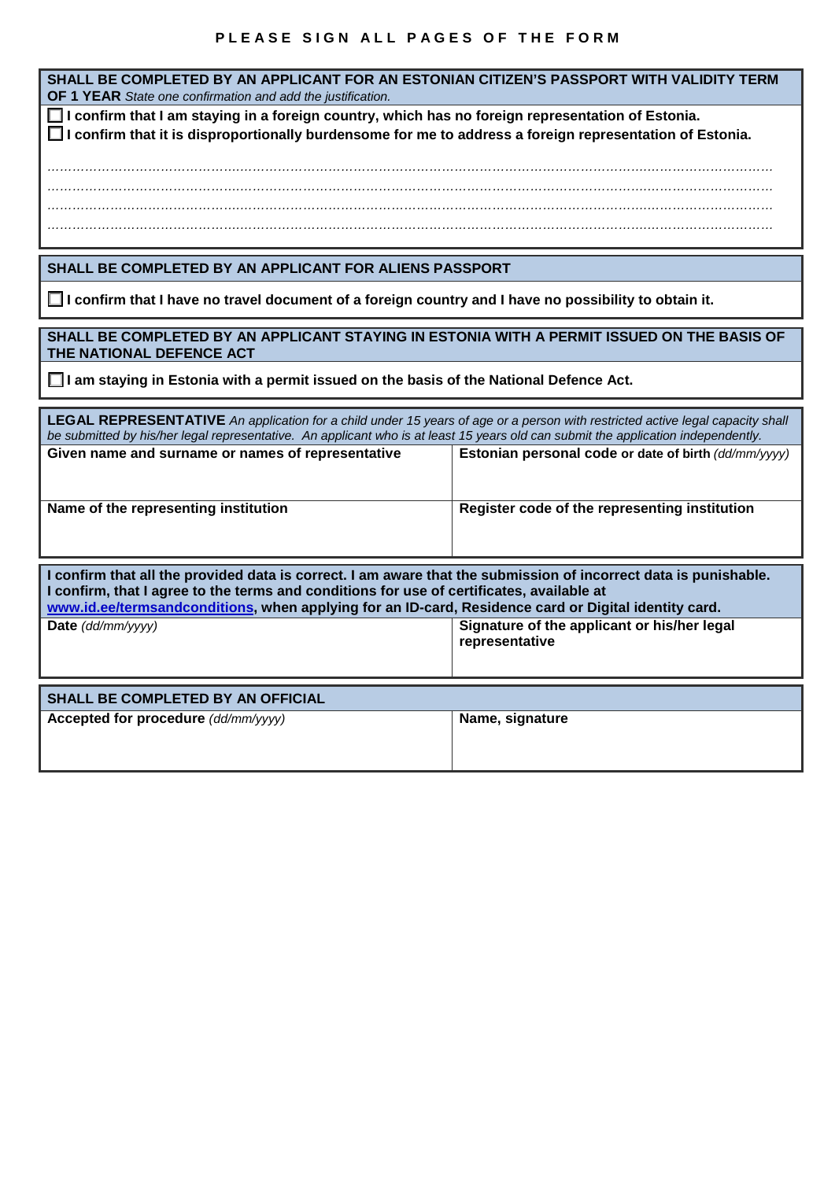**PLEASE SIGN ALL PAGES OF THE FORM**

**SHALL BE COMPLETED BY AN APPLICANT FOR AN ESTONIAN CITIZEN'S PASSPORT WITH VALIDITY TERM OF 1 YEAR** *State one confirmation and add the justification.*

☐ **I confirm that I am staying in a foreign country, which has no foreign representation of Estonia.**

☐ **I confirm that it is disproportionally burdensome for me to address a foreign representation of Estonia.**

……………………………………………………………………………………………………………………………………

……………………………………………………………………………………………………………………………………

……………………………………………………………………………………………………………………………………

……………………………………………………………………………………………………………………………………

**SHALL BE COMPLETED BY AN APPLICANT FOR ALIENS PASSPORT**

☐ **I confirm that I have no travel document of a foreign country and I have no possibility to obtain it.**

**SHALL BE COMPLETED BY AN APPLICANT STAYING IN ESTONIA WITH A PERMIT ISSUED ON THE BASIS OF THE NATIONAL DEFENCE ACT**

☐ **I am staying in Estonia with a permit issued on the basis of the National Defence Act.**

**LEGAL REPRESENTATIVE** *An application for a child under 15 years of age or a person with restricted active legal capacity shall be submitted by his/her legal representative. An applicant who is at least 15 years old can submit the application independently.*

| | |
|---|---|
| **Given name and surname or names of representative** | **Estonian personal code or date of birth** *(dd/mm/yyyy)* |
| **Name of the representing institution** | **Register code of the representing institution** |

**I confirm that all the provided data is correct. I am aware that the submission of incorrect data is punishable.**
**I confirm, that I agree to the terms and conditions for use of certificates, available at [www.id.ee/termsandconditions](www.id.ee/termsandconditions), when applying for an ID-card, Residence card or Digital identity card.**

| | |
|---|---|
| **Date** *(dd/mm/yyyy)* | **Signature of the applicant or his/her legal representative** |

**SHALL BE COMPLETED BY AN OFFICIAL**

| | |
|---|---|
| **Accepted for procedure** *(dd/mm/yyyy)* | **Name, signature** |